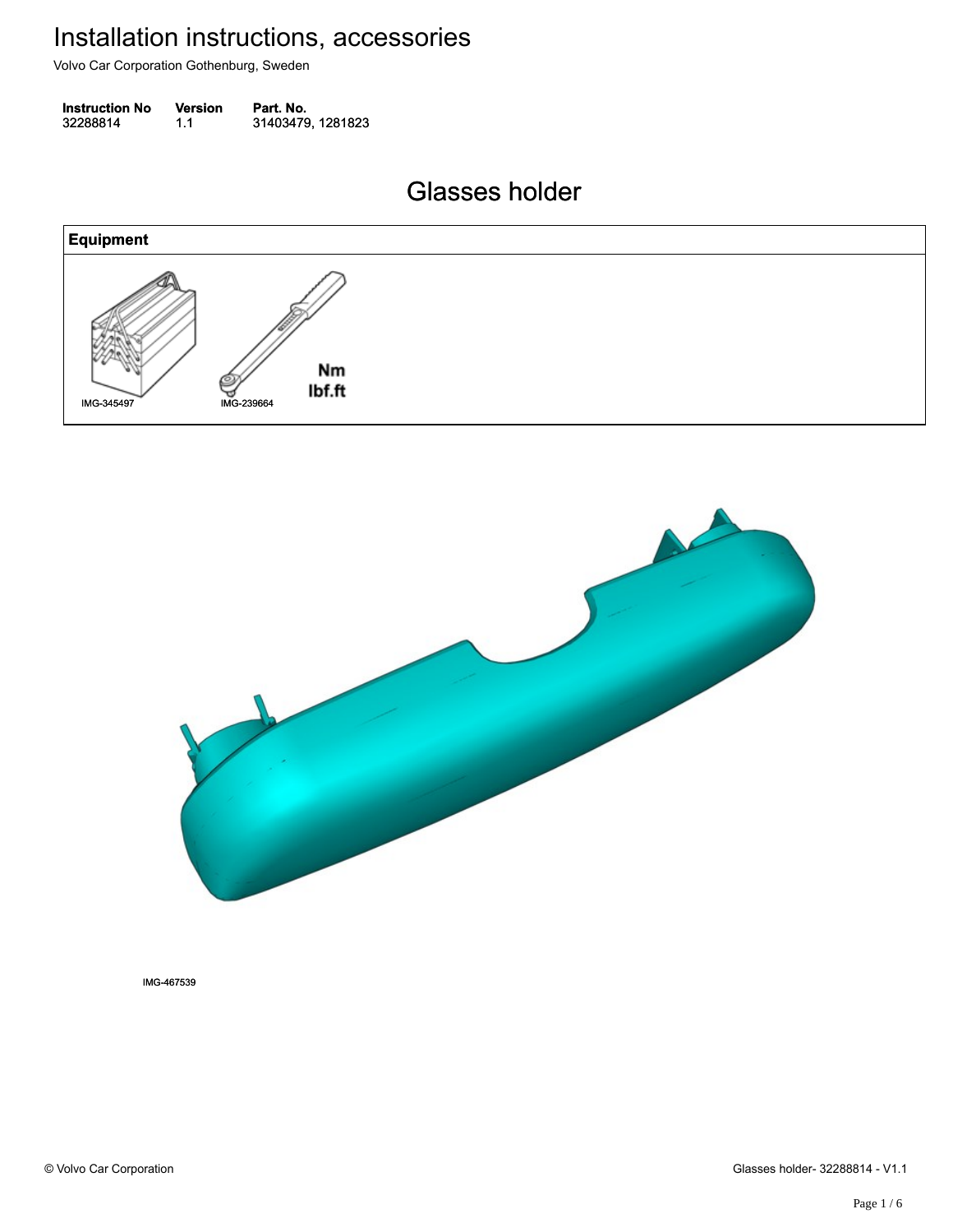# Installation instructions, accessories

Volvo Car Corporation Gothenburg, Sweden

| Instruction No | Version | Part. No. |
| --- | --- | --- |
| 32288814 | 1.1 | 31403479, 1281823 |

## Glasses holder

| Equipment |
| --- |
| IMG-345497 IMG-239664 |

IMG-467539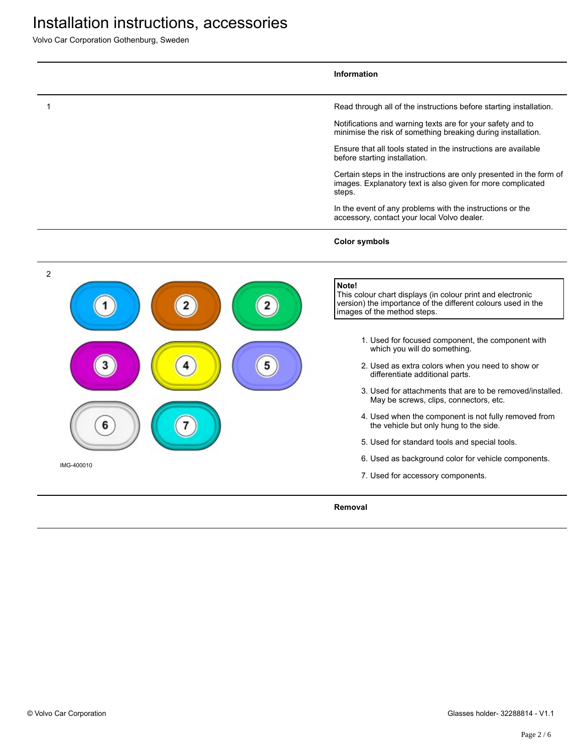# Installation instructions, accessories

Volvo Car Corporation Gothenburg, Sweden

## Information

1

Read through all of the instructions before starting installation.

Notifications and warning texts are for your safety and to minimise the risk of something breaking during installation.

Ensure that all tools stated in the instructions are available before starting installation.

Certain steps in the instructions are only presented in the form of images. Explanatory text is also given for more complicated steps.

In the event of any problems with the instructions or the accessory, contact your local Volvo dealer.

## Color symbols

2

IMG-400010

**Note!**
This colour chart displays (in colour print and electronic version) the importance of the different colours used in the images of the method steps.

1. Used for focused component, the component with which you will do something.
2. Used as extra colors when you need to show or differentiate additional parts.
3. Used for attachments that are to be removed/installed. May be screws, clips, connectors, etc.
4. Used when the component is not fully removed from the vehicle but only hung to the side.
5. Used for standard tools and special tools.
6. Used as background color for vehicle components.
7. Used for accessory components.

## Removal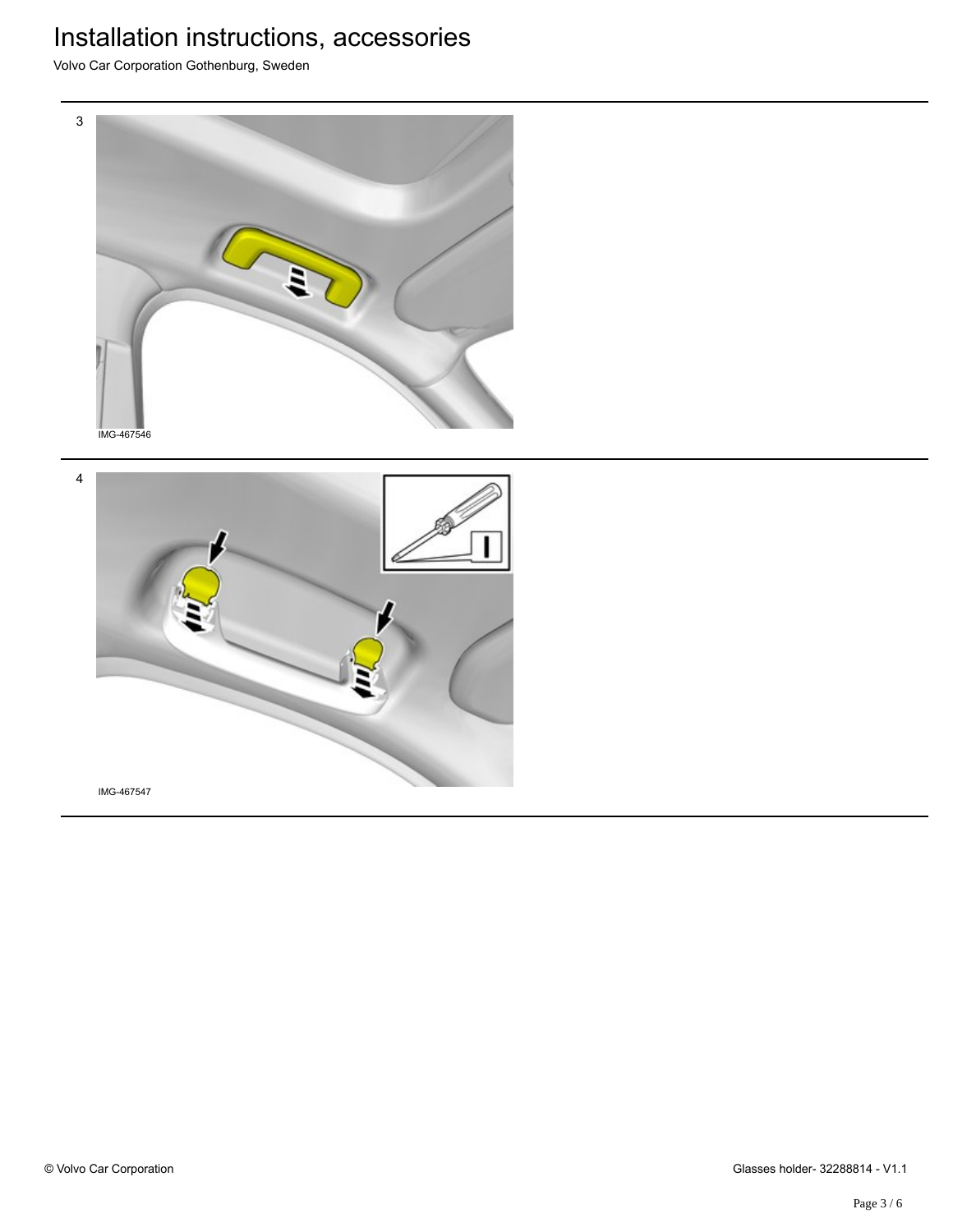3

IMG-467546

4

IMG-467547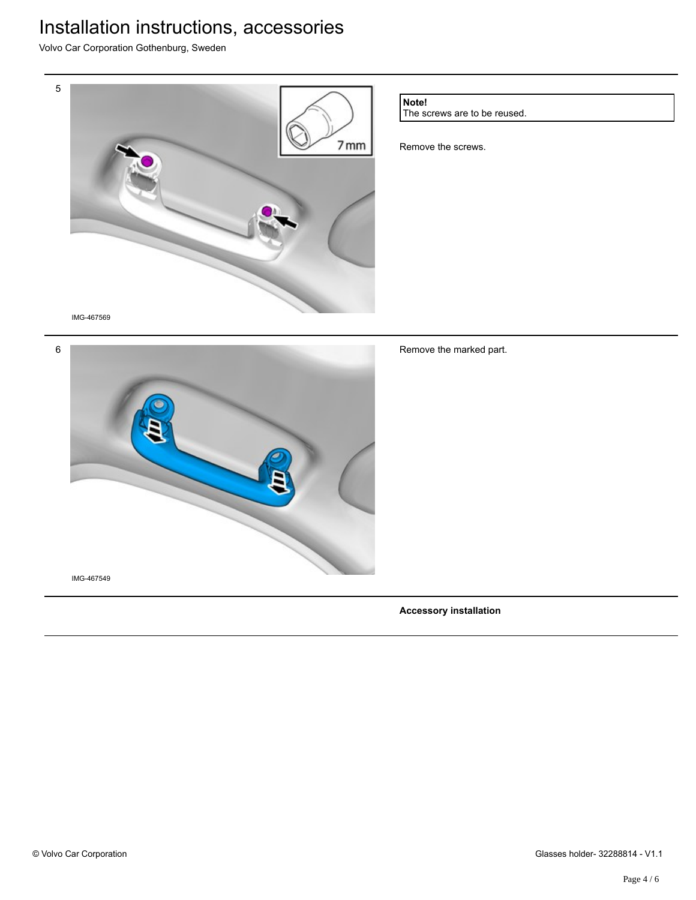5

IMG-467569

**Note!**
The screws are to be reused.

Remove the screws.

6

IMG-467549

Remove the marked part.

**Accessory installation**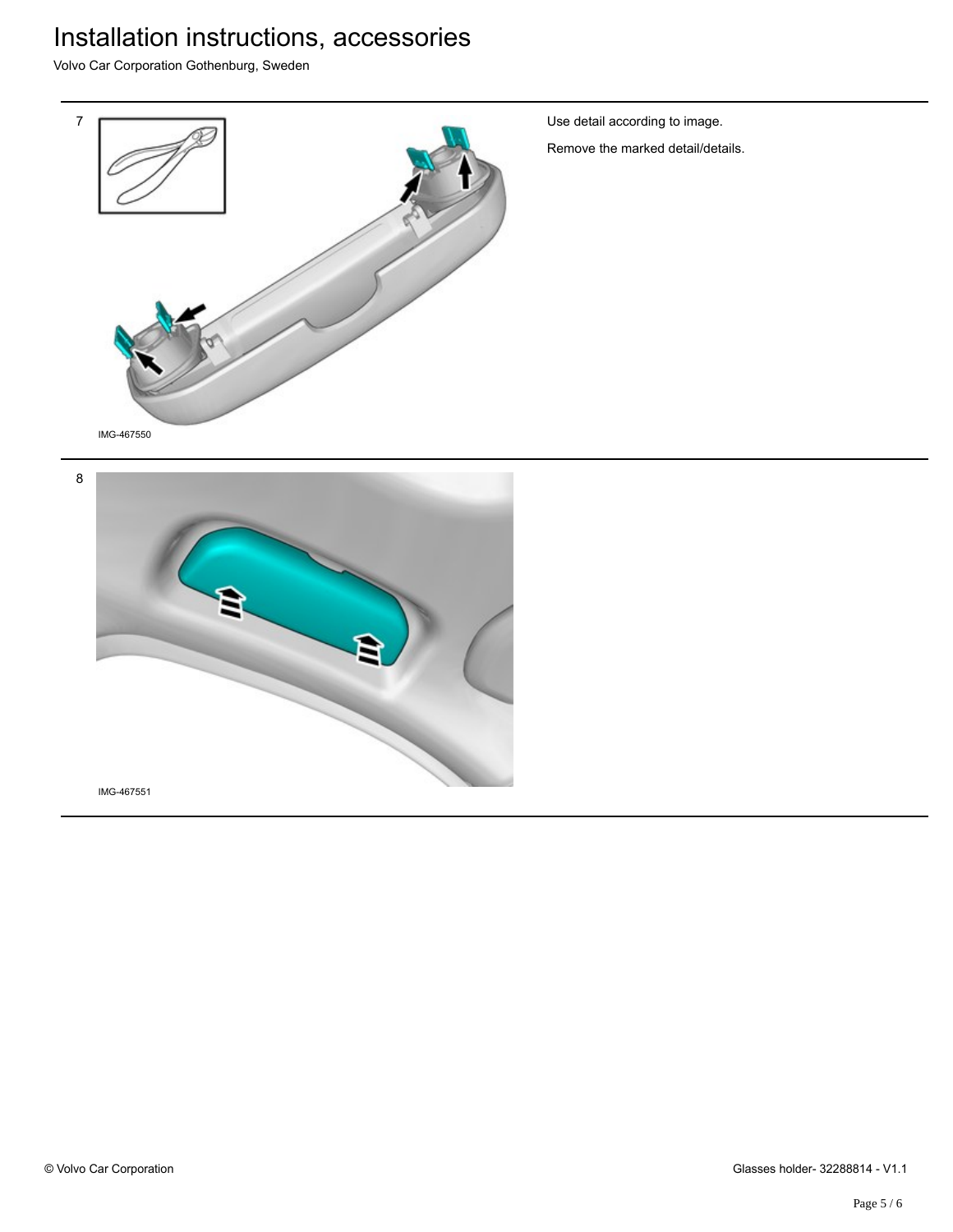7

IMG-467550

Use detail according to image.

Remove the marked detail/details.

8

IMG-467551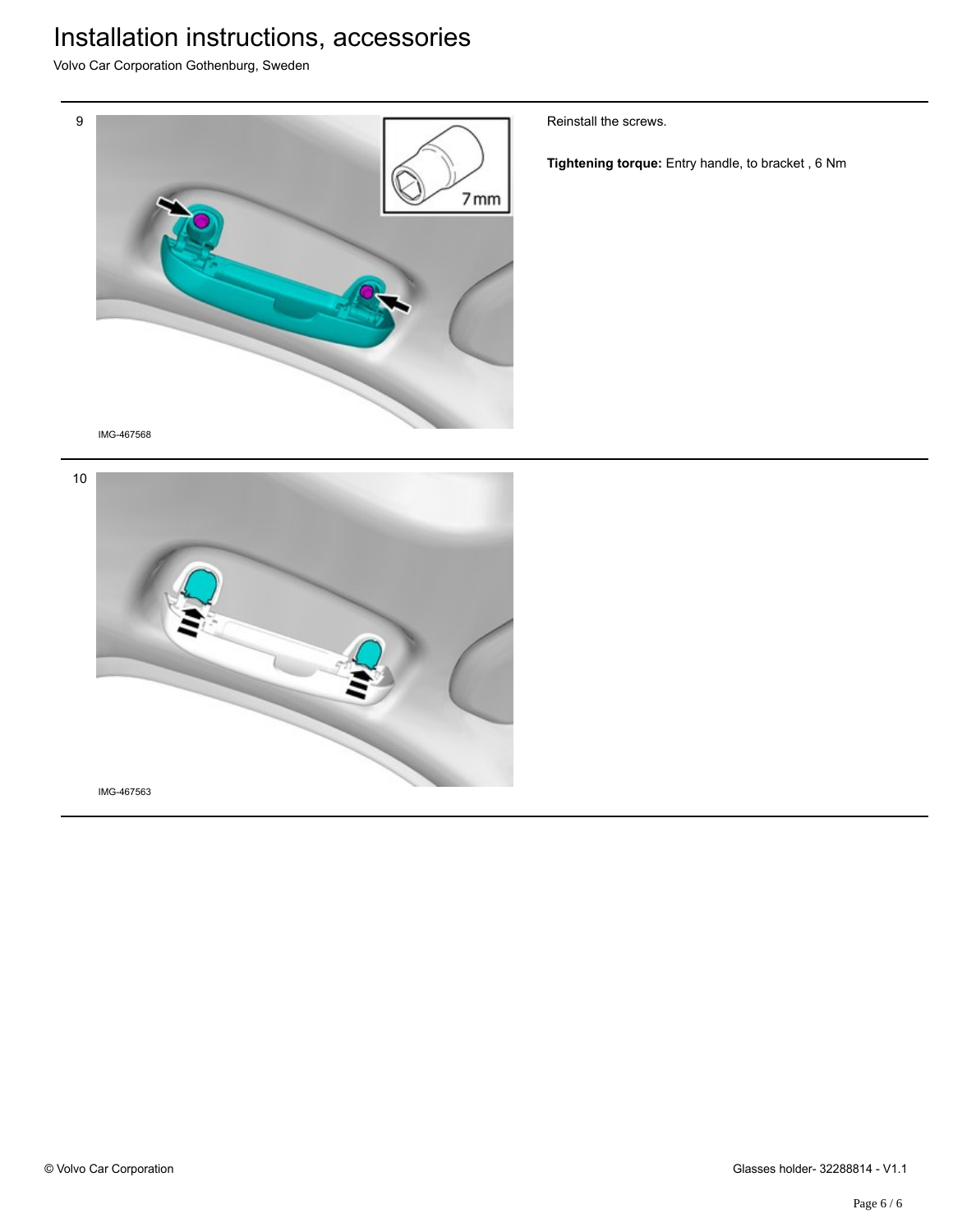9

IMG-467568

Reinstall the screws.

**Tightening torque:** Entry handle, to bracket , 6 Nm

10

IMG-467563